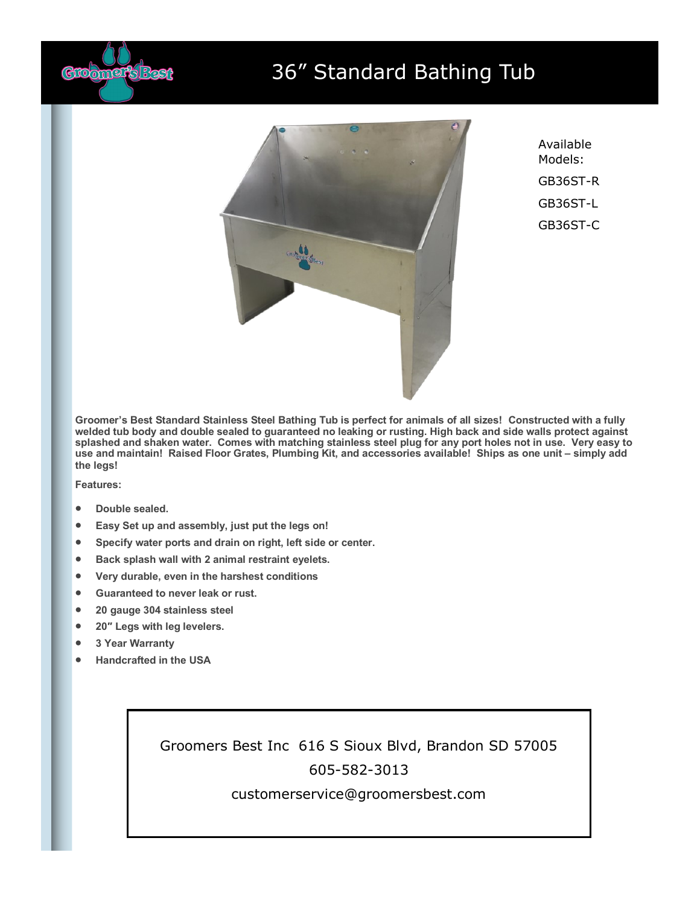# 36” Standard Bathing Tub

Available Models:

GB36ST-R

GB36ST-L

GB36ST-C

**Groomer’s Best Standard Stainless Steel Bathing Tub is perfect for animals of all sizes! Constructed with a fully welded tub body and double sealed to guaranteed no leaking or rusting. High back and side walls protect against splashed and shaken water. Comes with matching stainless steel plug for any port holes not in use. Very easy to use and maintain! Raised Floor Grates, Plumbing Kit, and accessories available! Ships as one unit – simply add the legs!**

**Features:**

- **Double sealed.**
- **Easy Set up and assembly, just put the legs on!**
- **Specify water ports and drain on right, left side or center.**
- **Back splash wall with 2 animal restraint eyelets.**
- **Very durable, even in the harshest conditions**
- **Guaranteed to never leak or rust.**
- **20 gauge 304 stainless steel**
- **20″ Legs with leg levelers.**
- **3 Year Warranty**
- **Handcrafted in the USA**

Groomers Best Inc 616 S Sioux Blvd, Brandon SD 57005

605-582-3013

customerservice@groomersbest.com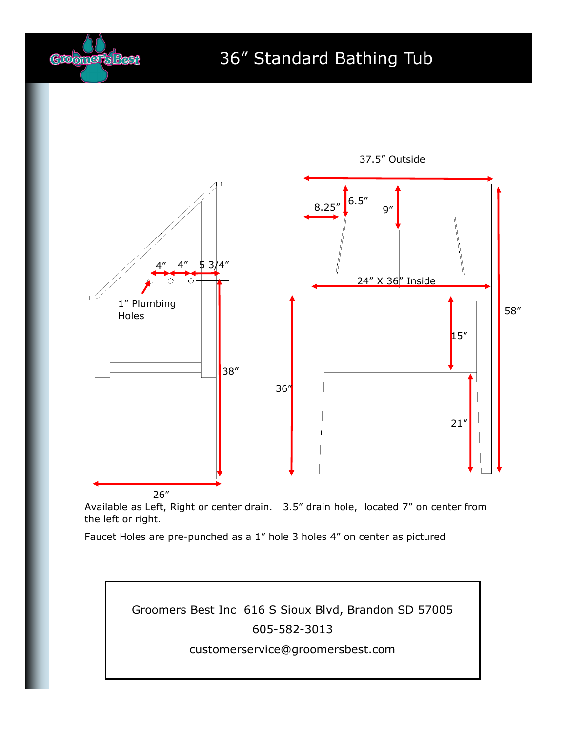# 36” Standard Bathing Tub

37.5” Outside

6.5”

8.25”

9”

24” X 36” Inside

58”

15”

21”

36”

38”

4” 4” 5 3/4”

1” Plumbing Holes

26”

Available as Left, Right or center drain. 3.5” drain hole, located 7” on center from the left or right.

Faucet Holes are pre-punched as a 1” hole 3 holes 4” on center as pictured

Groomers Best Inc 616 S Sioux Blvd, Brandon SD 57005

605-582-3013

customerservice@groomersbest.com